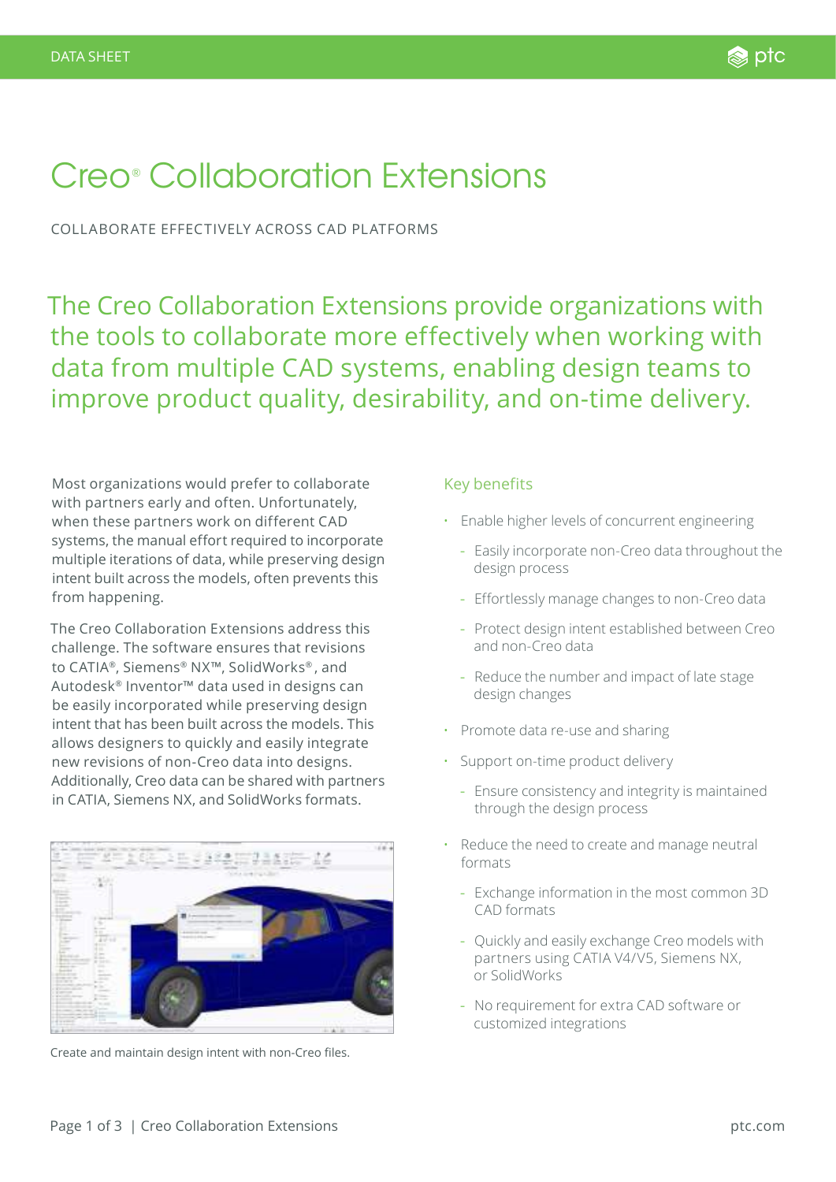DATA SHEET

# Creo® Collaboration Extensions

COLLABORATE EFFECTIVELY ACROSS CAD PLATFORMS

## The Creo Collaboration Extensions provide organizations with the tools to collaborate more effectively when working with data from multiple CAD systems, enabling design teams to improve product quality, desirability, and on-time delivery.

Most organizations would prefer to collaborate with partners early and often. Unfortunately, when these partners work on different CAD systems, the manual effort required to incorporate multiple iterations of data, while preserving design intent built across the models, often prevents this from happening.

The Creo Collaboration Extensions address this challenge. The software ensures that revisions to CATIA®, Siemens® NX™, SolidWorks®, and Autodesk® Inventor™ data used in designs can be easily incorporated while preserving design intent that has been built across the models. This allows designers to quickly and easily integrate new revisions of non-Creo data into designs. Additionally, Creo data can be shared with partners in CATIA, Siemens NX, and SolidWorks formats.

Create and maintain design intent with non-Creo files.

### Key benefits

- Enable higher levels of concurrent engineering
  - Easily incorporate non-Creo data throughout the design process
  - Effortlessly manage changes to non-Creo data
  - Protect design intent established between Creo and non-Creo data
  - Reduce the number and impact of late stage design changes
- Promote data re-use and sharing
- Support on-time product delivery
  - Ensure consistency and integrity is maintained through the design process
- Reduce the need to create and manage neutral formats
  - Exchange information in the most common 3D CAD formats
  - Quickly and easily exchange Creo models with partners using CATIA V4/V5, Siemens NX, or SolidWorks
  - No requirement for extra CAD software or customized integrations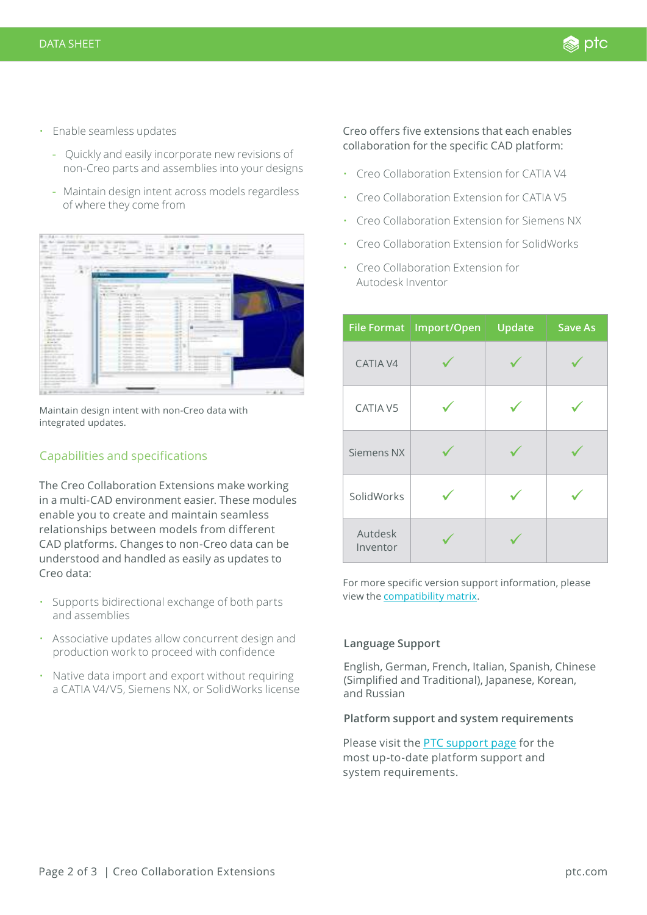- Enable seamless updates
  - Quickly and easily incorporate new revisions of non-Creo parts and assemblies into your designs
  - Maintain design intent across models regardless of where they come from

Maintain design intent with non-Creo data with integrated updates.

## Capabilities and specifications

The Creo Collaboration Extensions make working in a multi-CAD environment easier. These modules enable you to create and maintain seamless relationships between models from different CAD platforms. Changes to non-Creo data can be understood and handled as easily as updates to Creo data:

- Supports bidirectional exchange of both parts and assemblies
- Associative updates allow concurrent design and production work to proceed with confidence
- Native data import and export without requiring a CATIA V4/V5, Siemens NX, or SolidWorks license

Creo offers five extensions that each enables collaboration for the specific CAD platform:

- Creo Collaboration Extension for CATIA V4
- Creo Collaboration Extension for CATIA V5
- Creo Collaboration Extension for Siemens NX
- Creo Collaboration Extension for SolidWorks
- Creo Collaboration Extension for Autodesk Inventor

| File Format | Import/Open | Update | Save As |
|---|---|---|---|
| CATIA V4 | ✓ | ✓ | ✓ |
| CATIA V5 | ✓ | ✓ | ✓ |
| Siemens NX | ✓ | ✓ | ✓ |
| SolidWorks | ✓ | ✓ | ✓ |
| Autodesk Inventor | ✓ | ✓ | |

For more specific version support information, please view the compatibility matrix.

### Language Support

English, German, French, Italian, Spanish, Chinese (Simplified and Traditional), Japanese, Korean, and Russian

### Platform support and system requirements

Please visit the PTC support page for the most up-to-date platform support and system requirements.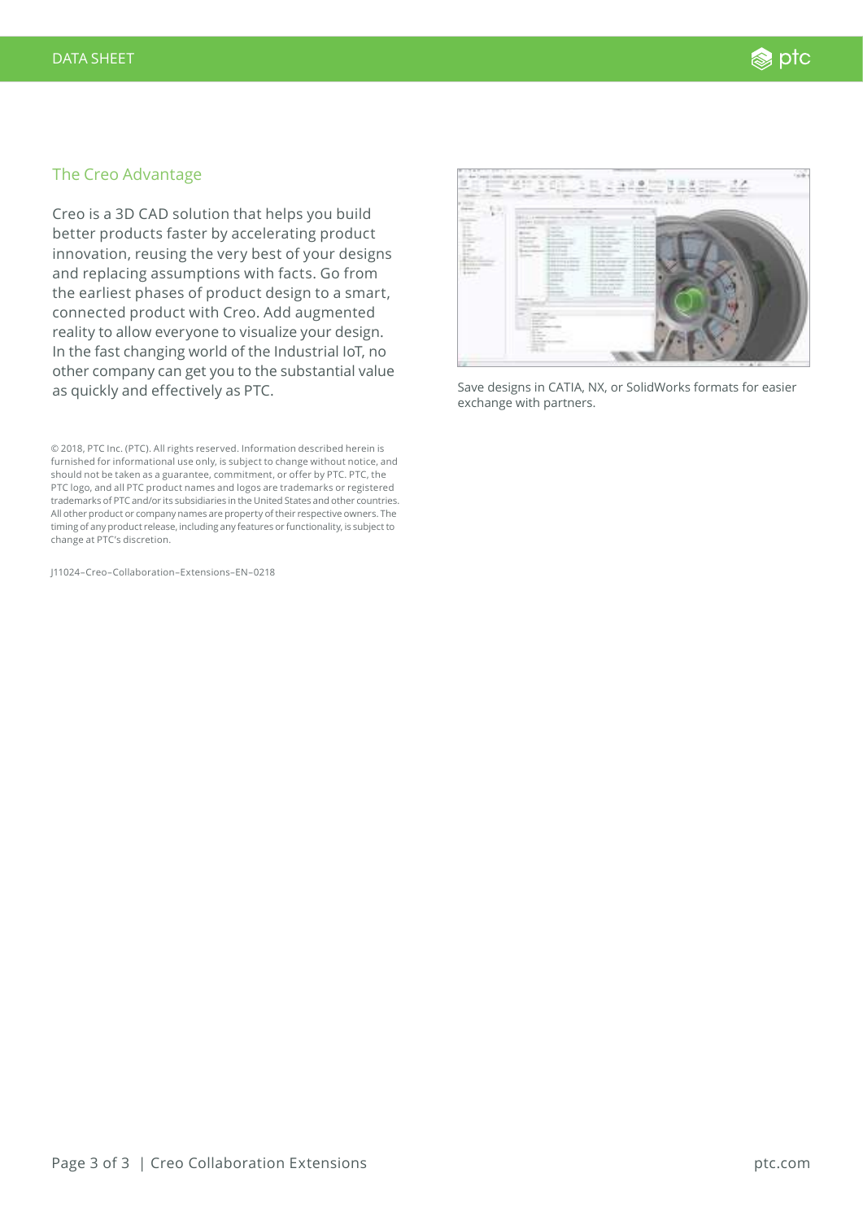## The Creo Advantage

Creo is a 3D CAD solution that helps you build better products faster by accelerating product innovation, reusing the very best of your designs and replacing assumptions with facts. Go from the earliest phases of product design to a smart, connected product with Creo. Add augmented reality to allow everyone to visualize your design. In the fast changing world of the Industrial IoT, no other company can get you to the substantial value as quickly and effectively as PTC.

Save designs in CATIA, NX, or SolidWorks formats for easier exchange with partners.

© 2018, PTC Inc. (PTC). All rights reserved. Information described herein is furnished for informational use only, is subject to change without notice, and should not be taken as a guarantee, commitment, or offer by PTC. PTC, the PTC logo, and all PTC product names and logos are trademarks or registered trademarks of PTC and/or its subsidiaries in the United States and other countries. All other product or company names are property of their respective owners. The timing of any product release, including any features or functionality, is subject to change at PTC's discretion.

J11024–Creo–Collaboration–Extensions–EN–0218